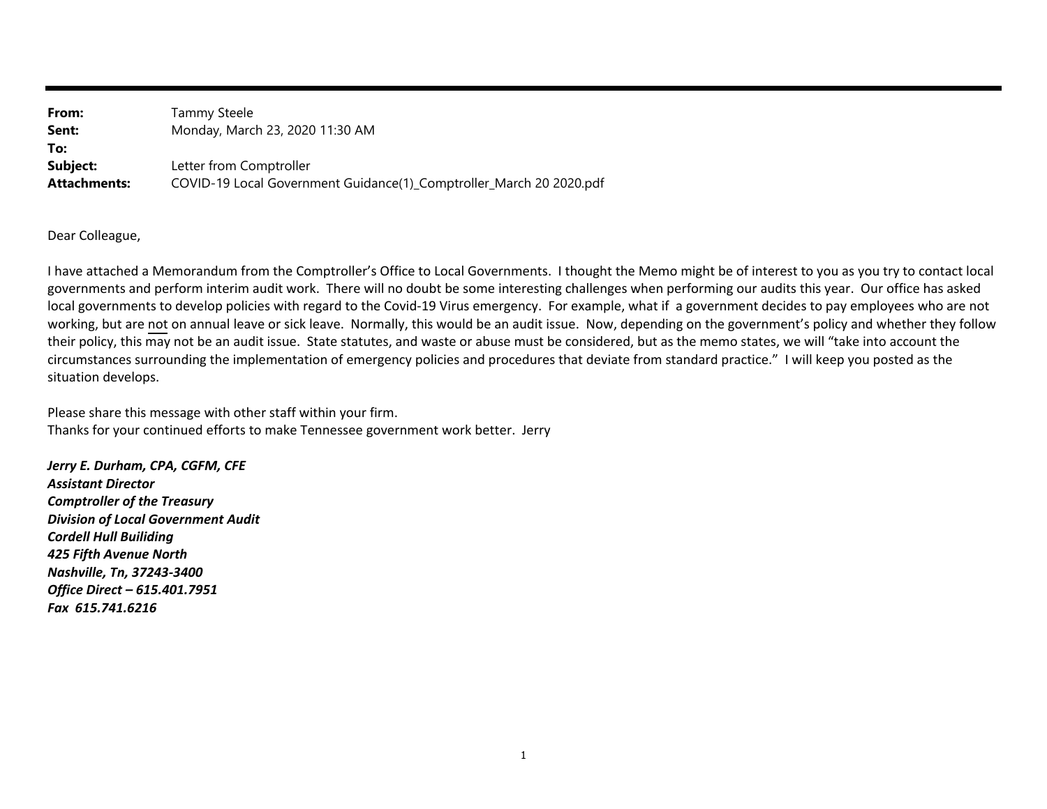**From:** Tammy Steele
**Sent:** Monday, March 23, 2020 11:30 AM
**To:**
**Subject:** Letter from Comptroller
**Attachments:** COVID-19 Local Government Guidance(1)_Comptroller_March 20 2020.pdf

Dear Colleague,

I have attached a Memorandum from the Comptroller's Office to Local Governments. I thought the Memo might be of interest to you as you try to contact local governments and perform interim audit work. There will no doubt be some interesting challenges when performing our audits this year. Our office has asked local governments to develop policies with regard to the Covid-19 Virus emergency. For example, what if a government decides to pay employees who are not working, but are <u>not</u> on annual leave or sick leave. Normally, this would be an audit issue. Now, depending on the government's policy and whether they follow their policy, this <u>may</u> not be an audit issue. State statutes, and waste or abuse must be considered, but as the memo states, we will "take into account the circumstances surrounding the implementation of emergency policies and procedures that deviate from standard practice." I will keep you posted as the situation develops.

Please share this message with other staff within your firm.
Thanks for your continued efforts to make Tennessee government work better. Jerry

***Jerry E. Durham, CPA, CGFM, CFE***
***Assistant Director***
***Comptroller of the Treasury***
***Division of Local Government Audit***
***Cordell Hull Builiding***
***425 Fifth Avenue North***
***Nashville, Tn, 37243-3400***
***Office Direct – 615.401.7951***
***Fax 615.741.6216***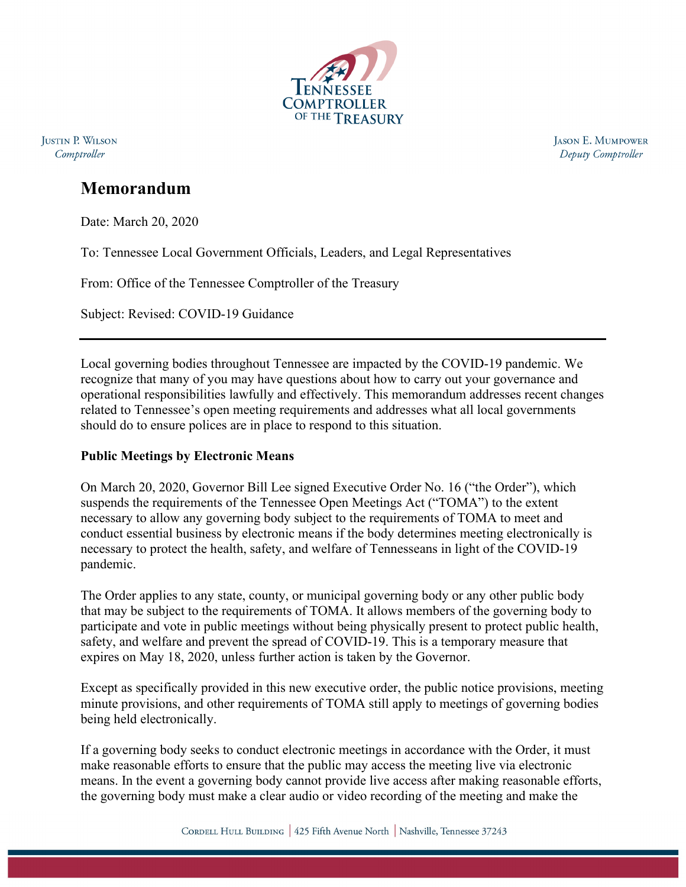Justin P. Wilson
*Comptroller*

Jason E. Mumpower
*Deputy Comptroller*

# Memorandum

Date: March 20, 2020

To: Tennessee Local Government Officials, Leaders, and Legal Representatives

From: Office of the Tennessee Comptroller of the Treasury

Subject: Revised: COVID-19 Guidance

---

Local governing bodies throughout Tennessee are impacted by the COVID-19 pandemic. We recognize that many of you may have questions about how to carry out your governance and operational responsibilities lawfully and effectively. This memorandum addresses recent changes related to Tennessee's open meeting requirements and addresses what all local governments should do to ensure polices are in place to respond to this situation.

**Public Meetings by Electronic Means**

On March 20, 2020, Governor Bill Lee signed Executive Order No. 16 ("the Order"), which suspends the requirements of the Tennessee Open Meetings Act ("TOMA") to the extent necessary to allow any governing body subject to the requirements of TOMA to meet and conduct essential business by electronic means if the body determines meeting electronically is necessary to protect the health, safety, and welfare of Tennesseans in light of the COVID-19 pandemic.

The Order applies to any state, county, or municipal governing body or any other public body that may be subject to the requirements of TOMA. It allows members of the governing body to participate and vote in public meetings without being physically present to protect public health, safety, and welfare and prevent the spread of COVID-19. This is a temporary measure that expires on May 18, 2020, unless further action is taken by the Governor.

Except as specifically provided in this new executive order, the public notice provisions, meeting minute provisions, and other requirements of TOMA still apply to meetings of governing bodies being held electronically.

If a governing body seeks to conduct electronic meetings in accordance with the Order, it must make reasonable efforts to ensure that the public may access the meeting live via electronic means. In the event a governing body cannot provide live access after making reasonable efforts, the governing body must make a clear audio or video recording of the meeting and make the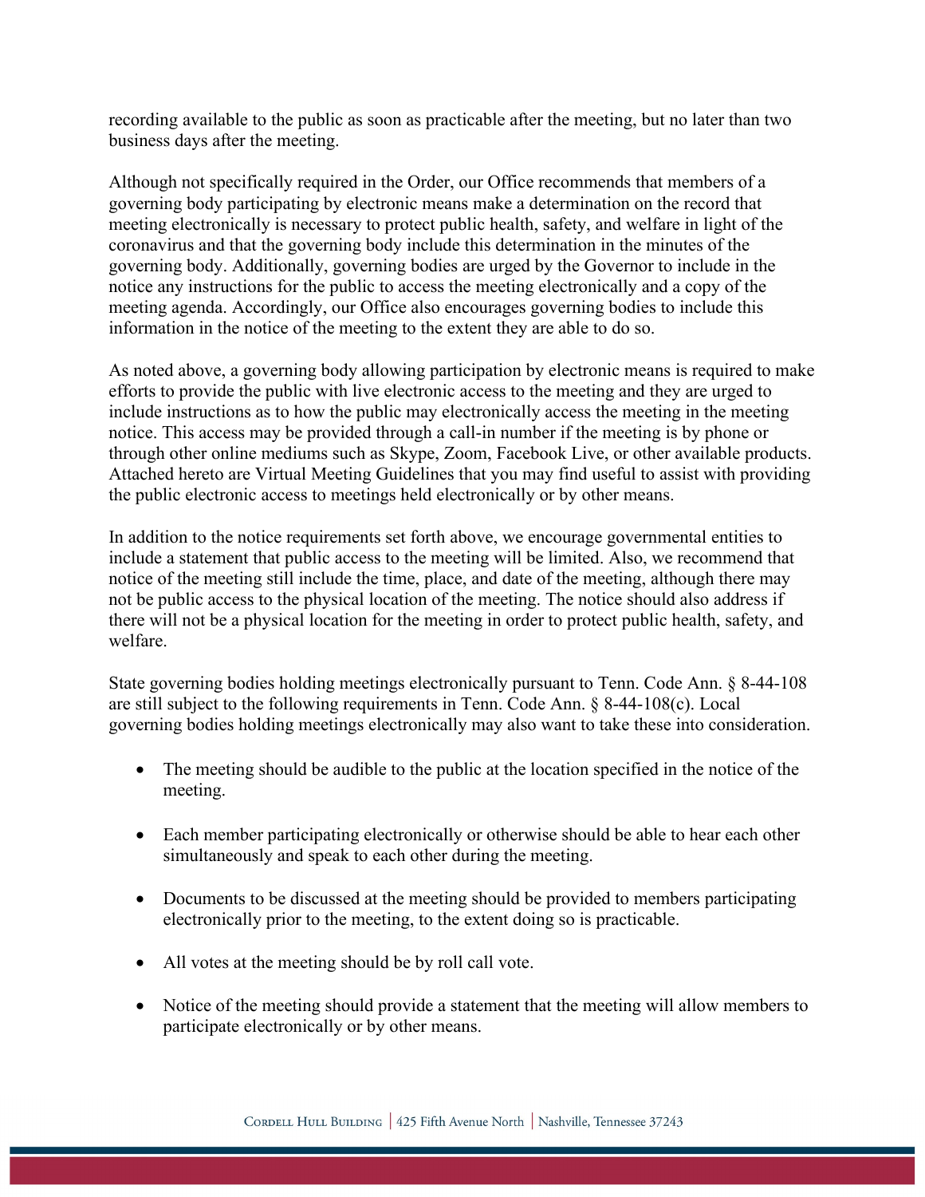recording available to the public as soon as practicable after the meeting, but no later than two business days after the meeting.

Although not specifically required in the Order, our Office recommends that members of a governing body participating by electronic means make a determination on the record that meeting electronically is necessary to protect public health, safety, and welfare in light of the coronavirus and that the governing body include this determination in the minutes of the governing body. Additionally, governing bodies are urged by the Governor to include in the notice any instructions for the public to access the meeting electronically and a copy of the meeting agenda. Accordingly, our Office also encourages governing bodies to include this information in the notice of the meeting to the extent they are able to do so.

As noted above, a governing body allowing participation by electronic means is required to make efforts to provide the public with live electronic access to the meeting and they are urged to include instructions as to how the public may electronically access the meeting in the meeting notice. This access may be provided through a call-in number if the meeting is by phone or through other online mediums such as Skype, Zoom, Facebook Live, or other available products. Attached hereto are Virtual Meeting Guidelines that you may find useful to assist with providing the public electronic access to meetings held electronically or by other means.

In addition to the notice requirements set forth above, we encourage governmental entities to include a statement that public access to the meeting will be limited. Also, we recommend that notice of the meeting still include the time, place, and date of the meeting, although there may not be public access to the physical location of the meeting. The notice should also address if there will not be a physical location for the meeting in order to protect public health, safety, and welfare.

State governing bodies holding meetings electronically pursuant to Tenn. Code Ann. § 8-44-108 are still subject to the following requirements in Tenn. Code Ann. § 8-44-108(c). Local governing bodies holding meetings electronically may also want to take these into consideration.

- The meeting should be audible to the public at the location specified in the notice of the meeting.
- Each member participating electronically or otherwise should be able to hear each other simultaneously and speak to each other during the meeting.
- Documents to be discussed at the meeting should be provided to members participating electronically prior to the meeting, to the extent doing so is practicable.
- All votes at the meeting should be by roll call vote.
- Notice of the meeting should provide a statement that the meeting will allow members to participate electronically or by other means.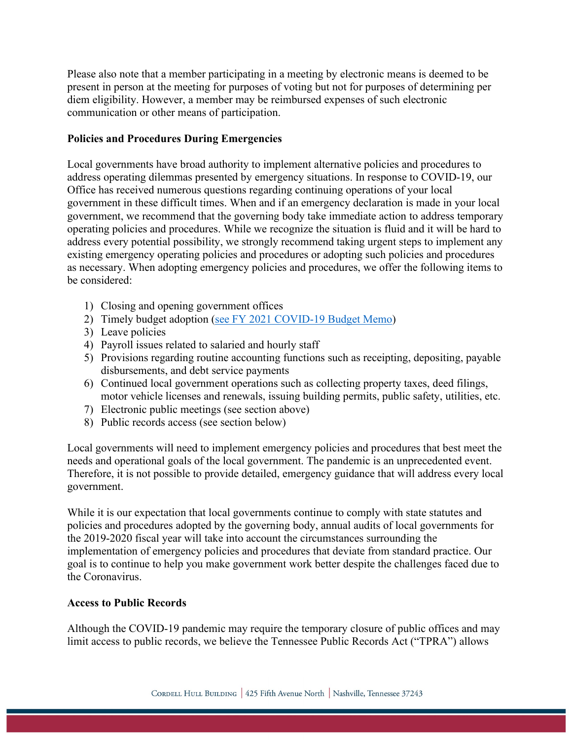Please also note that a member participating in a meeting by electronic means is deemed to be present in person at the meeting for purposes of voting but not for purposes of determining per diem eligibility. However, a member may be reimbursed expenses of such electronic communication or other means of participation.

**Policies and Procedures During Emergencies**

Local governments have broad authority to implement alternative policies and procedures to address operating dilemmas presented by emergency situations. In response to COVID-19, our Office has received numerous questions regarding continuing operations of your local government in these difficult times. When and if an emergency declaration is made in your local government, we recommend that the governing body take immediate action to address temporary operating policies and procedures. While we recognize the situation is fluid and it will be hard to address every potential possibility, we strongly recommend taking urgent steps to implement any existing emergency operating policies and procedures or adopting such policies and procedures as necessary. When adopting emergency policies and procedures, we offer the following items to be considered:

1) Closing and opening government offices
2) Timely budget adoption (see FY 2021 COVID-19 Budget Memo)
3) Leave policies
4) Payroll issues related to salaried and hourly staff
5) Provisions regarding routine accounting functions such as receipting, depositing, payable disbursements, and debt service payments
6) Continued local government operations such as collecting property taxes, deed filings, motor vehicle licenses and renewals, issuing building permits, public safety, utilities, etc.
7) Electronic public meetings (see section above)
8) Public records access (see section below)

Local governments will need to implement emergency policies and procedures that best meet the needs and operational goals of the local government. The pandemic is an unprecedented event. Therefore, it is not possible to provide detailed, emergency guidance that will address every local government.

While it is our expectation that local governments continue to comply with state statutes and policies and procedures adopted by the governing body, annual audits of local governments for the 2019-2020 fiscal year will take into account the circumstances surrounding the implementation of emergency policies and procedures that deviate from standard practice. Our goal is to continue to help you make government work better despite the challenges faced due to the Coronavirus.

**Access to Public Records**

Although the COVID-19 pandemic may require the temporary closure of public offices and may limit access to public records, we believe the Tennessee Public Records Act ("TPRA") allows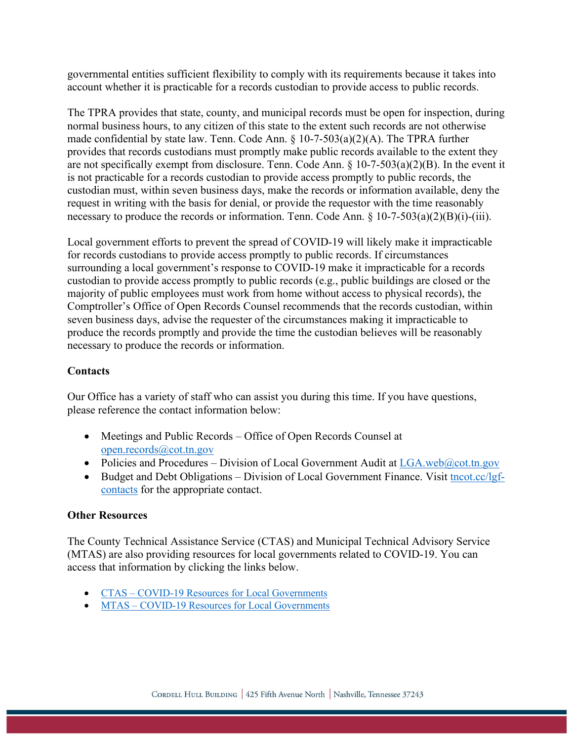governmental entities sufficient flexibility to comply with its requirements because it takes into account whether it is practicable for a records custodian to provide access to public records.

The TPRA provides that state, county, and municipal records must be open for inspection, during normal business hours, to any citizen of this state to the extent such records are not otherwise made confidential by state law. Tenn. Code Ann. § 10-7-503(a)(2)(A). The TPRA further provides that records custodians must promptly make public records available to the extent they are not specifically exempt from disclosure. Tenn. Code Ann. § 10-7-503(a)(2)(B). In the event it is not practicable for a records custodian to provide access promptly to public records, the custodian must, within seven business days, make the records or information available, deny the request in writing with the basis for denial, or provide the requestor with the time reasonably necessary to produce the records or information. Tenn. Code Ann. § 10-7-503(a)(2)(B)(i)-(iii).

Local government efforts to prevent the spread of COVID-19 will likely make it impracticable for records custodians to provide access promptly to public records. If circumstances surrounding a local government's response to COVID-19 make it impracticable for a records custodian to provide access promptly to public records (e.g., public buildings are closed or the majority of public employees must work from home without access to physical records), the Comptroller's Office of Open Records Counsel recommends that the records custodian, within seven business days, advise the requester of the circumstances making it impracticable to produce the records promptly and provide the time the custodian believes will be reasonably necessary to produce the records or information.

**Contacts**

Our Office has a variety of staff who can assist you during this time. If you have questions, please reference the contact information below:

- Meetings and Public Records – Office of Open Records Counsel at open.records@cot.tn.gov
- Policies and Procedures – Division of Local Government Audit at LGA.web@cot.tn.gov
- Budget and Debt Obligations – Division of Local Government Finance. Visit tncot.cc/lgf-contacts for the appropriate contact.

**Other Resources**

The County Technical Assistance Service (CTAS) and Municipal Technical Advisory Service (MTAS) are also providing resources for local governments related to COVID-19. You can access that information by clicking the links below.

- CTAS – COVID-19 Resources for Local Governments
- MTAS – COVID-19 Resources for Local Governments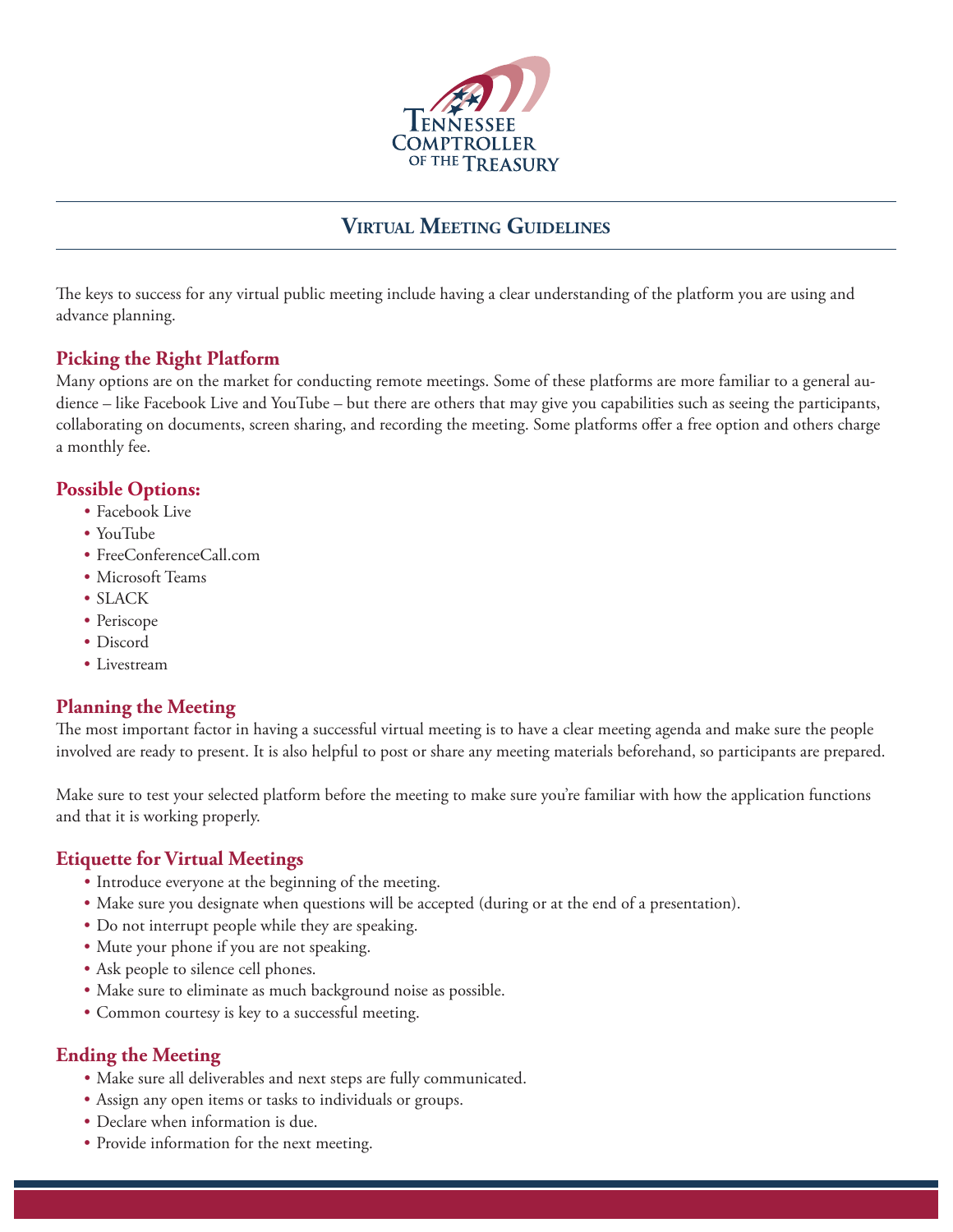Tennessee Comptroller of the Treasury

# Virtual Meeting Guidelines

The keys to success for any virtual public meeting include having a clear understanding of the platform you are using and advance planning.

## Picking the Right Platform

Many options are on the market for conducting remote meetings. Some of these platforms are more familiar to a general audience – like Facebook Live and YouTube – but there are others that may give you capabilities such as seeing the participants, collaborating on documents, screen sharing, and recording the meeting. Some platforms offer a free option and others charge a monthly fee.

## Possible Options:

- Facebook Live
- YouTube
- FreeConferenceCall.com
- Microsoft Teams
- SLACK
- Periscope
- Discord
- Livestream

## Planning the Meeting

The most important factor in having a successful virtual meeting is to have a clear meeting agenda and make sure the people involved are ready to present. It is also helpful to post or share any meeting materials beforehand, so participants are prepared.

Make sure to test your selected platform before the meeting to make sure you're familiar with how the application functions and that it is working properly.

## Etiquette for Virtual Meetings

- Introduce everyone at the beginning of the meeting.
- Make sure you designate when questions will be accepted (during or at the end of a presentation).
- Do not interrupt people while they are speaking.
- Mute your phone if you are not speaking.
- Ask people to silence cell phones.
- Make sure to eliminate as much background noise as possible.
- Common courtesy is key to a successful meeting.

## Ending the Meeting

- Make sure all deliverables and next steps are fully communicated.
- Assign any open items or tasks to individuals or groups.
- Declare when information is due.
- Provide information for the next meeting.